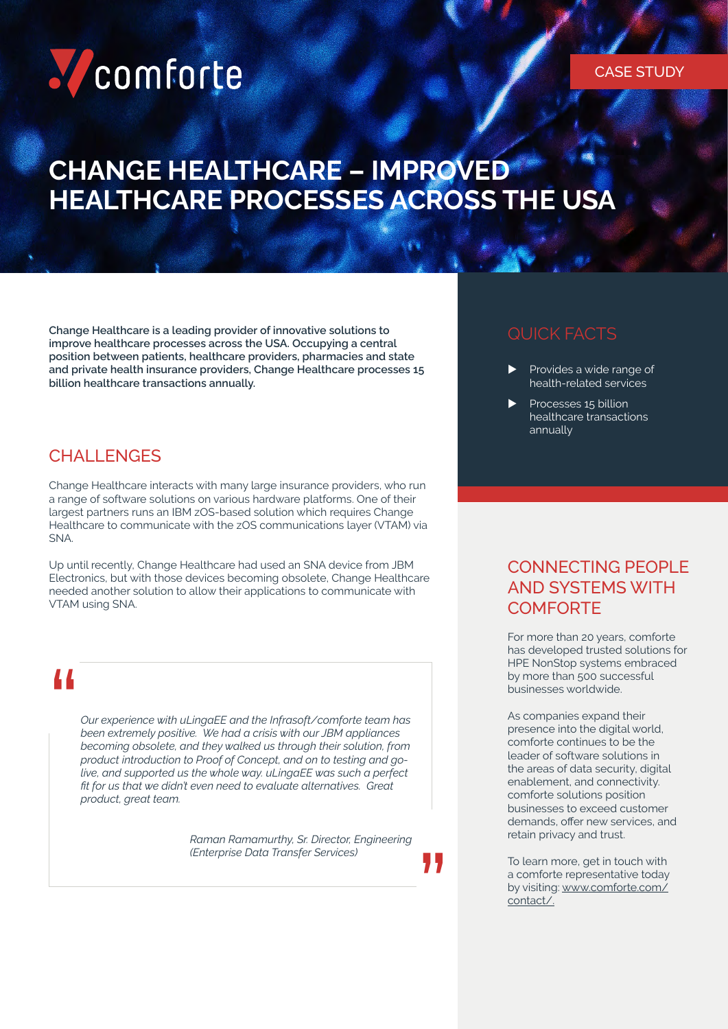comforte

CASE STUDY

# CHANGE HEALTHCARE – IMPROVED HEALTHCARE PROCESSES ACROSS THE USA

**Change Healthcare is a leading provider of innovative solutions to improve healthcare processes across the USA. Occupying a central position between patients, healthcare providers, pharmacies and state and private health insurance providers, Change Healthcare processes 15 billion healthcare transactions annually.**

## CHALLENGES

Change Healthcare interacts with many large insurance providers, who run a range of software solutions on various hardware platforms. One of their largest partners runs an IBM zOS-based solution which requires Change Healthcare to communicate with the zOS communications layer (VTAM) via SNA.

Up until recently, Change Healthcare had used an SNA device from JBM Electronics, but with those devices becoming obsolete, Change Healthcare needed another solution to allow their applications to communicate with VTAM using SNA.

> *Our experience with uLingaEE and the Infrasoft/comforte team has been extremely positive. We had a crisis with our JBM appliances becoming obsolete, and they walked us through their solution, from product introduction to Proof of Concept, and on to testing and go-live, and supported us the whole way. uLingaEE was such a perfect fit for us that we didn't even need to evaluate alternatives. Great product, great team.*
>
> *Raman Ramamurthy, Sr. Director, Engineering (Enterprise Data Transfer Services)*

## QUICK FACTS

- Provides a wide range of health-related services
- Processes 15 billion healthcare transactions annually

## CONNECTING PEOPLE AND SYSTEMS WITH COMFORTE

For more than 20 years, comforte has developed trusted solutions for HPE NonStop systems embraced by more than 500 successful businesses worldwide.

As companies expand their presence into the digital world, comforte continues to be the leader of software solutions in the areas of data security, digital enablement, and connectivity. comforte solutions position businesses to exceed customer demands, offer new services, and retain privacy and trust.

To learn more, get in touch with a comforte representative today by visiting: www.comforte.com/contact/.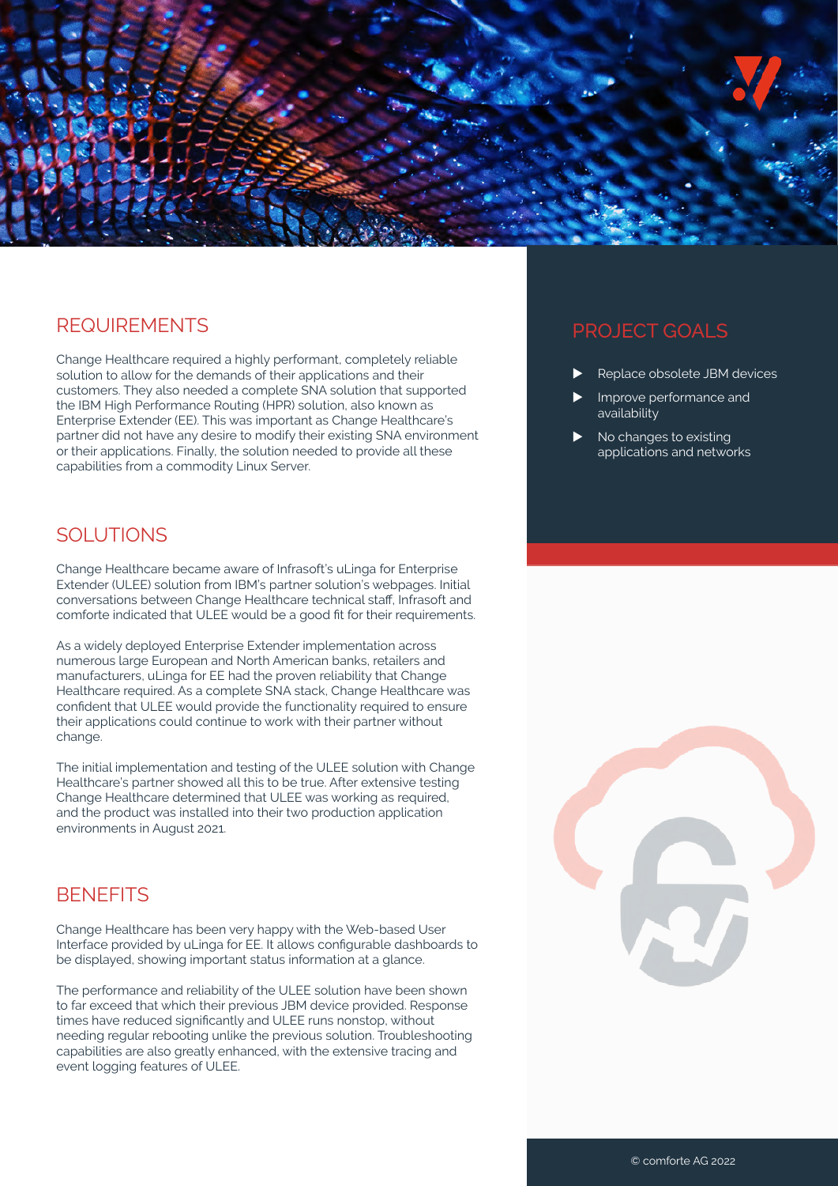## REQUIREMENTS

Change Healthcare required a highly performant, completely reliable solution to allow for the demands of their applications and their customers. They also needed a complete SNA solution that supported the IBM High Performance Routing (HPR) solution, also known as Enterprise Extender (EE). This was important as Change Healthcare's partner did not have any desire to modify their existing SNA environment or their applications. Finally, the solution needed to provide all these capabilities from a commodity Linux Server.

## SOLUTIONS

Change Healthcare became aware of Infrasoft's uLinga for Enterprise Extender (ULEE) solution from IBM's partner solution's webpages. Initial conversations between Change Healthcare technical staff, Infrasoft and comforte indicated that ULEE would be a good fit for their requirements.

As a widely deployed Enterprise Extender implementation across numerous large European and North American banks, retailers and manufacturers, uLinga for EE had the proven reliability that Change Healthcare required. As a complete SNA stack, Change Healthcare was confident that ULEE would provide the functionality required to ensure their applications could continue to work with their partner without change.

The initial implementation and testing of the ULEE solution with Change Healthcare's partner showed all this to be true. After extensive testing Change Healthcare determined that ULEE was working as required, and the product was installed into their two production application environments in August 2021.

## BENEFITS

Change Healthcare has been very happy with the Web-based User Interface provided by uLinga for EE. It allows configurable dashboards to be displayed, showing important status information at a glance.

The performance and reliability of the ULEE solution have been shown to far exceed that which their previous JBM device provided. Response times have reduced significantly and ULEE runs nonstop, without needing regular rebooting unlike the previous solution. Troubleshooting capabilities are also greatly enhanced, with the extensive tracing and event logging features of ULEE.

## PROJECT GOALS

- Replace obsolete JBM devices
- Improve performance and availability
- No changes to existing applications and networks

© comforte AG 2022